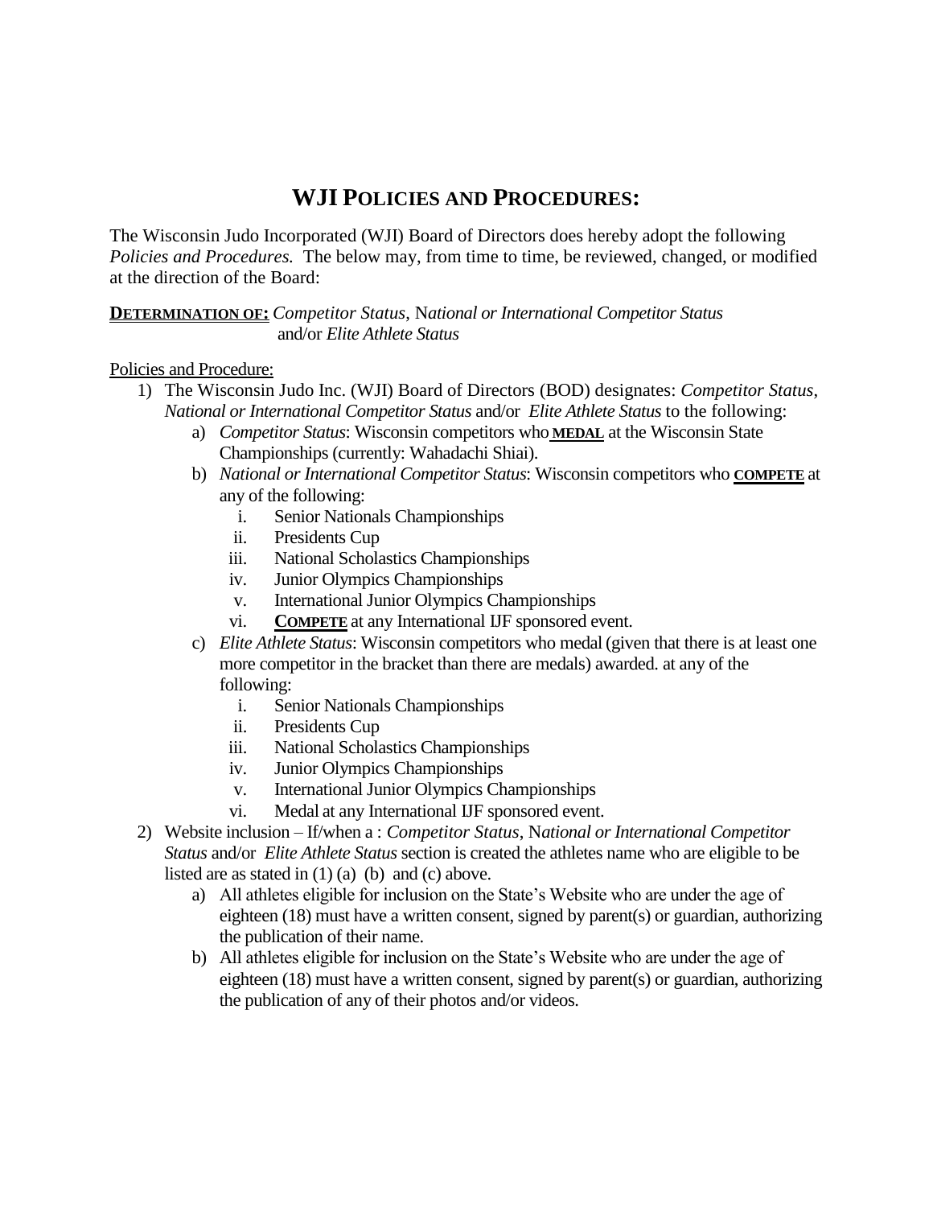# WJI POLICIES AND PROCEDURES:

The Wisconsin Judo Incorporated (WJI) Board of Directors does hereby adopt the following *Policies and Procedures.* The below may, from time to time, be reviewed, changed, or modified at the direction of the Board:

**DETERMINATION OF:** *Competitor Status*, N*ational or International Competitor Status* and/or *Elite Athlete Status*

Policies and Procedure:

1) The Wisconsin Judo Inc. (WJI) Board of Directors (BOD) designates: *Competitor Status*, *National or International Competitor Status* and/or *Elite Athlete Status* to the following:
   a) *Competitor Status*: Wisconsin competitors who **MEDAL** at the Wisconsin State Championships (currently: Wahadachi Shiai).
   b) *National or International Competitor Status*: Wisconsin competitors who **COMPETE** at any of the following:
      i. Senior Nationals Championships
      ii. Presidents Cup
      iii. National Scholastics Championships
      iv. Junior Olympics Championships
      v. International Junior Olympics Championships
      vi. **COMPETE** at any International IJF sponsored event.
   c) *Elite Athlete Status*: Wisconsin competitors who medal (given that there is at least one more competitor in the bracket than there are medals) awarded. at any of the following:
      i. Senior Nationals Championships
      ii. Presidents Cup
      iii. National Scholastics Championships
      iv. Junior Olympics Championships
      v. International Junior Olympics Championships
      vi. Medal at any International IJF sponsored event.
2) Website inclusion – If/when a : *Competitor Status*, N*ational or International Competitor Status* and/or *Elite Athlete Status* section is created the athletes name who are eligible to be listed are as stated in (1) (a) (b) and (c) above.
   a) All athletes eligible for inclusion on the State's Website who are under the age of eighteen (18) must have a written consent, signed by parent(s) or guardian, authorizing the publication of their name.
   b) All athletes eligible for inclusion on the State's Website who are under the age of eighteen (18) must have a written consent, signed by parent(s) or guardian, authorizing the publication of any of their photos and/or videos.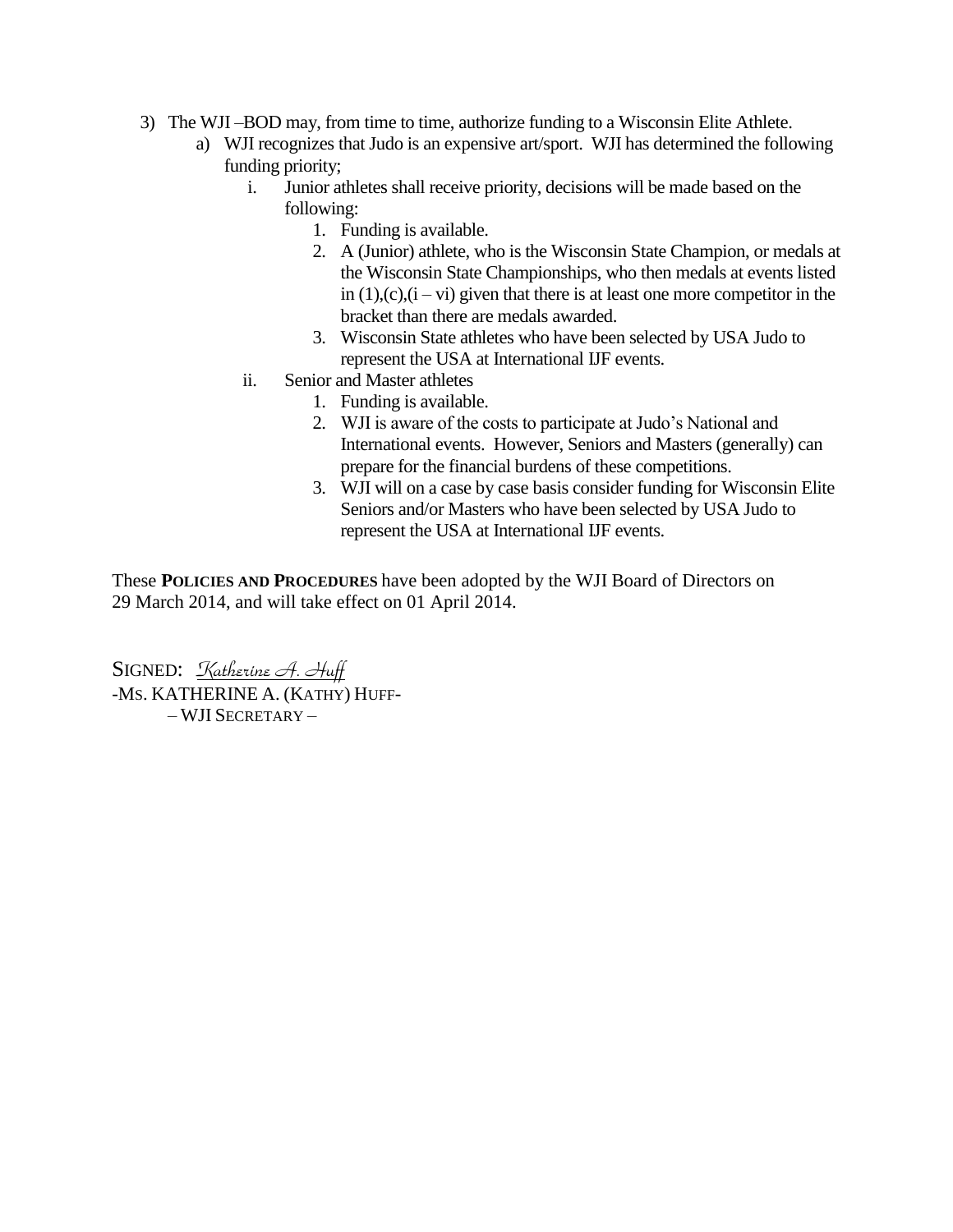3) The WJI –BOD may, from time to time, authorize funding to a Wisconsin Elite Athlete.
    a) WJI recognizes that Judo is an expensive art/sport. WJI has determined the following funding priority;
        i. Junior athletes shall receive priority, decisions will be made based on the following:
            1. Funding is available.
            2. A (Junior) athlete, who is the Wisconsin State Champion, or medals at the Wisconsin State Championships, who then medals at events listed in (1),(c),(i – vi) given that there is at least one more competitor in the bracket than there are medals awarded.
            3. Wisconsin State athletes who have been selected by USA Judo to represent the USA at International IJF events.
        ii. Senior and Master athletes
            1. Funding is available.
            2. WJI is aware of the costs to participate at Judo's National and International events. However, Seniors and Masters (generally) can prepare for the financial burdens of these competitions.
            3. WJI will on a case by case basis consider funding for Wisconsin Elite Seniors and/or Masters who have been selected by USA Judo to represent the USA at International IJF events.

These **POLICIES AND PROCEDURES** have been adopted by the WJI Board of Directors on 29 March 2014, and will take effect on 01 April 2014.

SIGNED: *Katherine A. Huff*
-MS. KATHERINE A. (KATHY) HUFF-
– WJI SECRETARY –